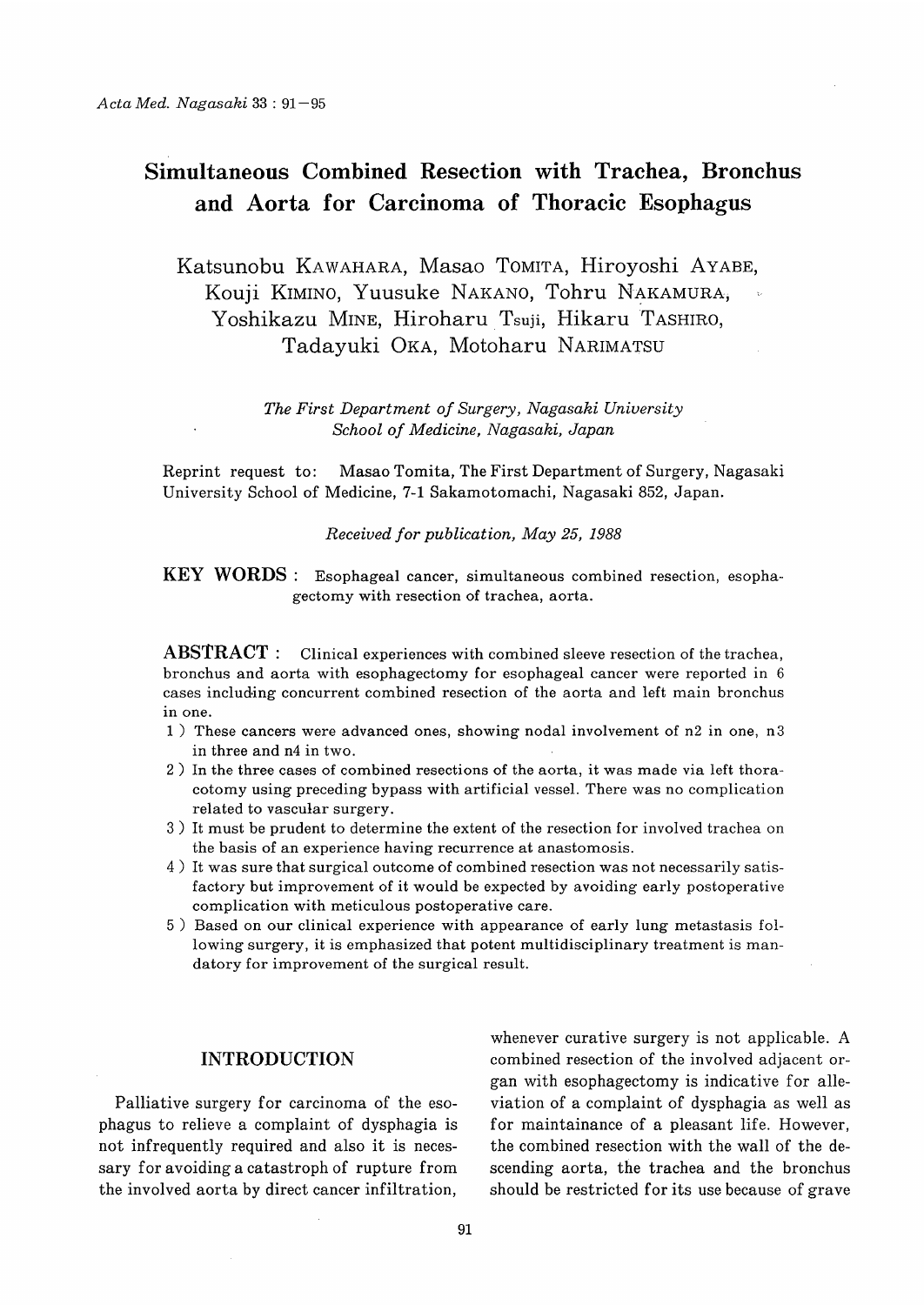# Simultaneous Combined Resection with Trachea, Bronchus and Aorta for Carcinoma of Thoracic Esophagus

Katsunobu KAWAHARA, Masao TOMITA, Hiroyoshi AYABE, Kouji KIMINO, Yuusuke NAKANO, Tohru NAKAMURA, Yoshikazu MINE, Hiroharu Tsuji, Hikaru TASHIRO, Tadayuki OKA, Motoharu NARIMATSU

*The First Department of Surgery, Nagasaki University School of Medicine, Nagasaki, Japan*

Reprint request to: Masao Tomita, The First Department of Surgery, Nagasaki University School of Medicine, 7-1 Sakamotomachi, Nagasaki 852, Japan.

*Received for publication, May 25, 1988*

**KEY WORDS** : Esophageal cancer, simultaneous combined resection, esophagectomy with resection of trachea, aorta.

**ABSTRACT** : Clinical experiences with combined sleeve resection of the trachea, bronchus and aorta with esophagectomy for esophageal cancer were reported in 6 cases including concurrent combined resection of the aorta and left main bronchus in one.

1 ) These cancers were advanced ones, showing nodal involvement of n2 in one, n3 in three and n4 in two.
2 ) In the three cases of combined resections of the aorta, it was made via left thoracotomy using preceding bypass with artificial vessel. There was no complication related to vascular surgery.
3 ) It must be prudent to determine the extent of the resection for involved trachea on the basis of an experience having recurrence at anastomosis.
4 ) It was sure that surgical outcome of combined resection was not necessarily satisfactory but improvement of it would be expected by avoiding early postoperative complication with meticulous postoperative care.
5 ) Based on our clinical experience with appearance of early lung metastasis following surgery, it is emphasized that potent multidisciplinary treatment is mandatory for improvement of the surgical result.

## INTRODUCTION

Palliative surgery for carcinoma of the esophagus to relieve a complaint of dysphagia is not infrequently required and also it is necessary for avoiding a catastroph of rupture from the involved aorta by direct cancer infiltration, whenever curative surgery is not applicable. A combined resection of the involved adjacent organ with esophagectomy is indicative for alleviation of a complaint of dysphagia as well as for maintainance of a pleasant life. However, the combined resection with the wall of the descending aorta, the trachea and the bronchus should be restricted for its use because of grave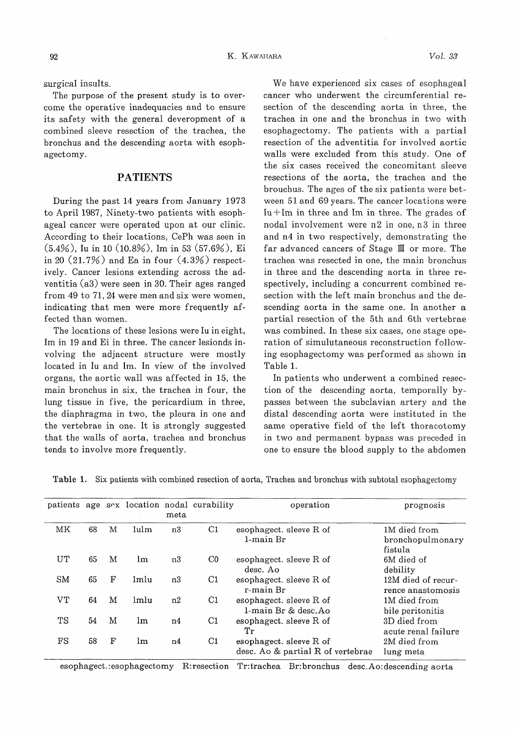surgical insults.

The purpose of the present study is to overcome the operative inadequacies and to ensure its safety with the general deveropment of a combined sleeve resection of the trachea, the bronchus and the descending aorta with esophagectomy.

## PATIENTS

During the past 14 years from January 1973 to April 1987, Ninety-two patients with esophageal cancer were operated upon at our clinic. According to their locations, CePh was seen in (5.4%), Iu in 10 (10.8%), Im in 53 (57.6%), Ei in 20 (21.7%) and Ea in four (4.3%) respectively. Cancer lesions extending across the adventitia (a3) were seen in 30. Their ages ranged from 49 to 71, 24 were men and six were women, indicating that men were more frequently affected than women.

The locations of these lesions were Iu in eight, Im in 19 and Ei in three. The cancer lesionds involving the adjacent structure were mostly located in Iu and Im. In view of the involved organs, the aortic wall was affected in 15, the main bronchus in six, the trachea in four, the lung tissue in five, the pericardium in three, the diaphragma in two, the pleura in one and the vertebrae in one. It is strongly suggested that the walls of aorta, trachea and bronchus tends to involve more frequently.

We have experienced six cases of esophageal cancer who underwent the circumferential resection of the descending aorta in three, the trachea in one and the bronchus in two with esophagectomy. The patients with a partial resection of the adventitia for involved aortic walls were excluded from this study. One of the six cases received the concomitant sleeve resections of the aorta, the trachea and the brouchus. The ages of the six patients were between 51 and 69 years. The cancer locations were Iu+Im in three and Im in three. The grades of nodal involvement were n2 in one, n3 in three and n4 in two respectively, demonstrating the far advanced cancers of Stage Ⅲ or more. The trachea was resected in one, the main bronchus in three and the descending aorta in three respectively, including a concurrent combined resection with the left main bronchus and the descending aorta in the same one. In another a partial resection of the 5th and 6th vertebrae was combined. In these six cases, one stage operation of simulutaneous reconstruction following esophagectomy was performed as shown in Table 1.

In patients who underwent a combined resection of the descending aorta, temporally bypasses between the subclavian artery and the distal descending aorta were instituted in the same operative field of the left thoracotomy in two and permanent bypass was preceded in one to ensure the blood supply to the abdomen

**Table 1.** Six patients with combined resection of aorta, Trachea and bronchus with subtotal esophagectomy

| patients | age | sex | location | nodal meta | curability | operation | prognosis |
|---|---|---|---|---|---|---|---|
| MK | 68 | M | IuIm | n3 | C1 | esophagect. sleeve R of l-main Br | 1M died from bronchopulmonary fistula |
| UT | 65 | M | Im | n3 | C0 | esophagect. sleeve R of desc. Ao | 6M died of debility |
| SM | 65 | F | ImIu | n3 | C1 | esophagect. sleeve R of r-main Br | 12M died of recurrence anastomosis |
| VT | 64 | M | ImIu | n2 | C1 | esophagect. sleeve R of l-main Br & desc.Ao | 1M died from bile peritonitis |
| TS | 54 | M | Im | n4 | C1 | esophagect. sleeve R of Tr | 3D died from acute renal failure |
| FS | 58 | F | Im | n4 | C1 | esophagect. sleeve R of desc. Ao & partial R of vertebrae | 2M died from lung meta |

esophagect.:esophagectomy R:resection Tr:trachea Br:bronchus desc.Ao:descending aorta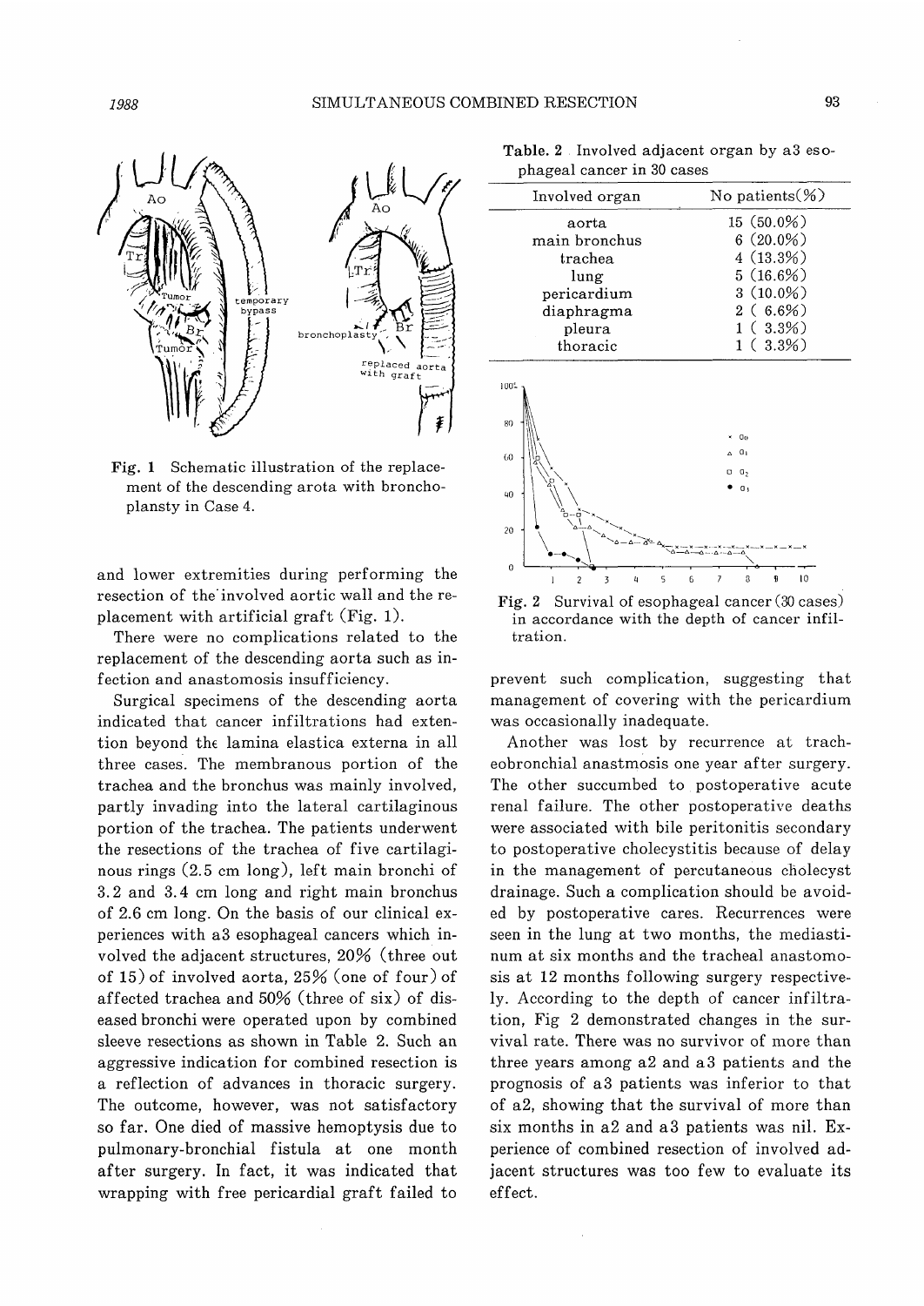Fig. 1 Schematic illustration of the replacement of the descending arota with bronchoplansty in Case 4.

and lower extremities during performing the resection of the involved aortic wall and the replacement with artificial graft (Fig. 1).

There were no complications related to the replacement of the descending aorta such as infection and anastomosis insufficiency.

Surgical specimens of the descending aorta indicated that cancer infiltrations had extention beyond the lamina elastica externa in all three cases. The membranous portion of the trachea and the bronchus was mainly involved, partly invading into the lateral cartilaginous portion of the trachea. The patients underwent the resections of the trachea of five cartilaginous rings (2.5 cm long), left main bronchi of 3.2 and 3.4 cm long and right main bronchus of 2.6 cm long. On the basis of our clinical experiences with a3 esophageal cancers which involved the adjacent structures, 20% (three out of 15) of involved aorta, 25% (one of four) of affected trachea and 50% (three of six) of diseased bronchi were operated upon by combined sleeve resections as shown in Table 2. Such an aggressive indication for combined resection is a reflection of advances in thoracic surgery. The outcome, however, was not satisfactory so far. One died of massive hemoptysis due to pulmonary-bronchial fistula at one month after surgery. In fact, it was indicated that wrapping with free pericardial graft failed to prevent such complication, suggesting that management of covering with the pericardium was occasionally inadequate.

Table. 2 Involved adjacent organ by a3 esophageal cancer in 30 cases

| Involved organ | No patients(%) |
|---|---|
| aorta | 15 (50.0%) |
| main bronchus | 6 (20.0%) |
| trachea | 4 (13.3%) |
| lung | 5 (16.6%) |
| pericardium | 3 (10.0%) |
| diaphragma | 2 ( 6.6%) |
| pleura | 1 ( 3.3%) |
| thoracic | 1 ( 3.3%) |

Fig. 2 Survival of esophageal cancer (30 cases) in accordance with the depth of cancer infiltration.

Another was lost by recurrence at tracheobronchial anastmosis one year after surgery. The other succumbed to postoperative acute renal failure. The other postoperative deaths were associated with bile peritonitis secondary to postoperative cholecystitis because of delay in the management of percutaneous cholecyst drainage. Such a complication should be avoided by postoperative cares. Recurrences were seen in the lung at two months, the mediastinum at six months and the tracheal anastomosis at 12 months following surgery respectively. According to the depth of cancer infiltration, Fig 2 demonstrated changes in the survival rate. There was no survivor of more than three years among a2 and a3 patients and the prognosis of a3 patients was inferior to that of a2, showing that the survival of more than six months in a2 and a3 patients was nil. Experience of combined resection of involved adjacent structures was too few to evaluate its effect.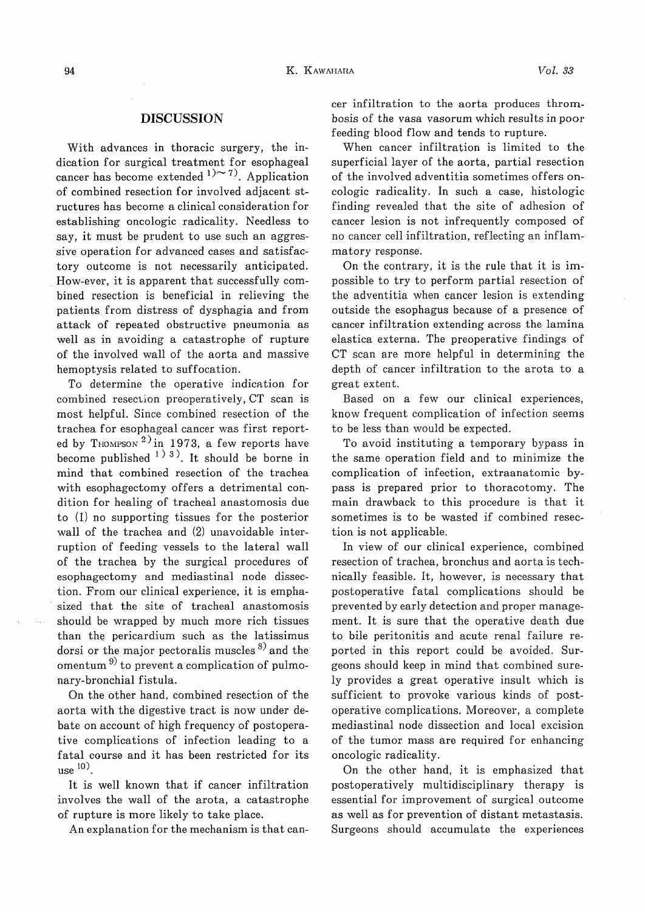## DISCUSSION

With advances in thoracic surgery, the indication for surgical treatment for esophageal cancer has become extended [1)~7)]. Application of combined resection for involved adjacent structures has become a clinical consideration for establishing oncologic radicality. Needless to say, it must be prudent to use such an aggressive operation for advanced cases and satisfactory outcome is not necessarily anticipated. How-ever, it is apparent that successfully combined resection is beneficial in relieving the patients from distress of dysphagia and from attack of repeated obstructive pneumonia as well as in avoiding a catastrophe of rupture of the involved wall of the aorta and massive hemoptysis related to suffocation.

To determine the operative indication for combined resection preoperatively, CT scan is most helpful. Since combined resection of the trachea for esophageal cancer was first reported by THOMPSON [2)] in 1973, a few reports have become published [1) 3)]. It should be borne in mind that combined resection of the trachea with esophagectomy offers a detrimental condition for healing of tracheal anastomosis due to (1) no supporting tissues for the posterior wall of the trachea and (2) unavoidable interruption of feeding vessels to the lateral wall of the trachea by the surgical procedures of esophagectomy and mediastinal node dissection. From our clinical experience, it is emphasized that the site of tracheal anastomosis should be wrapped by much more rich tissues than the pericardium such as the latissimus dorsi or the major pectoralis muscles [8)] and the omentum [9)] to prevent a complication of pulmonary-bronchial fistula.

On the other hand, combined resection of the aorta with the digestive tract is now under debate on account of high frequency of postoperative complications of infection leading to a fatal course and it has been restricted for its use [10)].

It is well known that if cancer infiltration involves the wall of the arota, a catastrophe of rupture is more likely to take place.

An explanation for the mechanism is that cancer infiltration to the aorta produces thrombosis of the vasa vasorum which results in poor feeding blood flow and tends to rupture.

When cancer infiltration is limited to the superficial layer of the aorta, partial resection of the involved adventitia sometimes offers oncologic radicality. In such a case, histologic finding revealed that the site of adhesion of cancer lesion is not infrequently composed of no cancer cell infiltration, reflecting an inflammatory response.

On the contrary, it is the rule that it is impossible to try to perform partial resection of the adventitia when cancer lesion is extending outside the esophagus because of a presence of cancer infiltration extending across the lamina elastica externa. The preoperative findings of CT scan are more helpful in determining the depth of cancer infiltration to the arota to a great extent.

Based on a few our clinical experiences, know frequent complication of infection seems to be less than would be expected.

To avoid instituting a temporary bypass in the same operation field and to minimize the complication of infection, extraanatomic bypass is prepared prior to thoracotomy. The main drawback to this procedure is that it sometimes is to be wasted if combined resection is not applicable.

In view of our clinical experience, combined resection of trachea, bronchus and aorta is technically feasible. It, however, is necessary that postoperative fatal complications should be prevented by early detection and proper management. It is sure that the operative death due to bile peritonitis and acute renal failure reported in this report could be avoided. Surgeons should keep in mind that combined surely provides a great operative insult which is sufficient to provoke various kinds of postoperative complications. Moreover, a complete mediastinal node dissection and local excision of the tumor mass are required for enhancing oncologic radicality.

On the other hand, it is emphasized that postoperatively multidisciplinary therapy is essential for improvement of surgical outcome as well as for prevention of distant metastasis. Surgeons should accumulate the experiences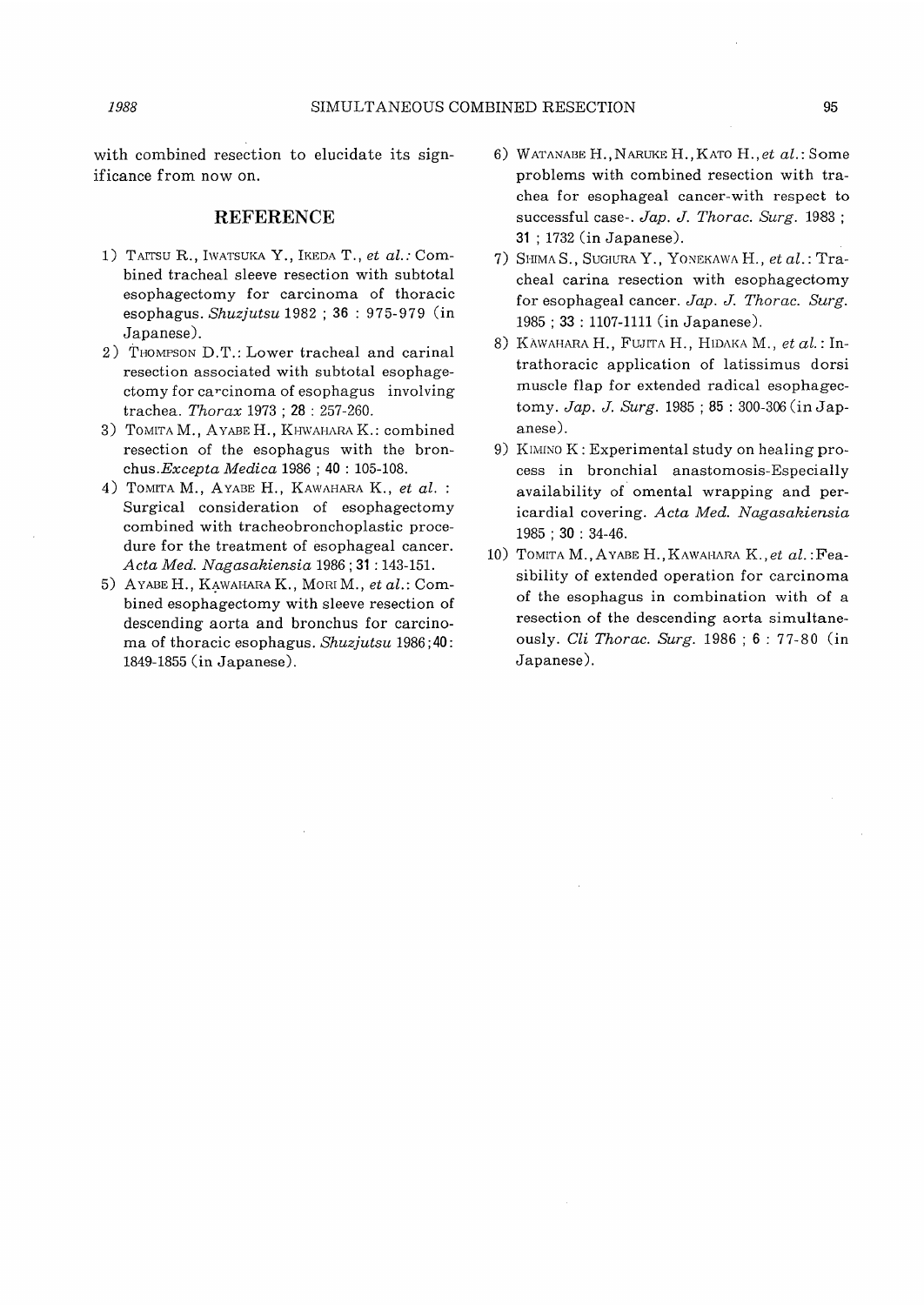with combined resection to elucidate its significance from now on.

## REFERENCE

1) TAITSU R., IWATSUKA Y., IKEDA T., *et al.*: Combined tracheal sleeve resection with subtotal esophagectomy for carcinoma of thoracic esophagus. *Shuzjutsu* 1982 ; **36** : 975-979 (in Japanese).
2) THOMPSON D.T.: Lower tracheal and carinal resection associated with subtotal esophagectomy for carcinoma of esophagus involving trachea. *Thorax* 1973 ; **28** : 257-260.
3) TOMITA M., AYABE H., KHWAHARA K.: combined resection of the esophagus with the bronchus.*Excepta Medica* 1986 ; **40** : 105-108.
4) TOMITA M., AYABE H., KAWAHARA K., *et al.* : Surgical consideration of esophagectomy combined with tracheobronchoplastic procedure for the treatment of esophageal cancer. *Acta Med. Nagasakiensia* 1986 ; **31** : 143-151.
5) AYABE H., KAWAHARA K., MORI M., *et al.*: Combined esophagectomy with sleeve resection of descending aorta and bronchus for carcinoma of thoracic esophagus. *Shuzjutsu* 1986 ; **40**: 1849-1855 (in Japanese).
6) WATANABE H., NARUKE H., KATO H., *et al.*: Some problems with combined resection with trachea for esophageal cancer-with respect to successful case-. *Jap. J. Thorac. Surg.* 1983 ; **31** ; 1732 (in Japanese).
7) SHIMA S., SUGIURA Y., YONEKAWA H., *et al.*: Tracheal carina resection with esophagectomy for esophageal cancer. *Jap. J. Thorac. Surg.* 1985 ; **33** : 1107-1111 (in Japanese).
8) KAWAHARA H., FUJITA H., HIDAKA M., *et al.*: Intrathoracic application of latissimus dorsi muscle flap for extended radical esophagectomy. *Jap. J. Surg.* 1985 ; **85** : 300-306 (in Japanese).
9) KIMINO K : Experimental study on healing process in bronchial anastomosis-Especially availability of omental wrapping and pericardial covering. *Acta Med. Nagasakiensia* 1985 ; **30** : 34-46.
10) TOMITA M., AYABE H., KAWAHARA K., *et al.* : Feasibility of extended operation for carcinoma of the esophagus in combination with of a resection of the descending aorta simultaneously. *Cli Thorac. Surg.* 1986 ; **6** : 77-80 (in Japanese).